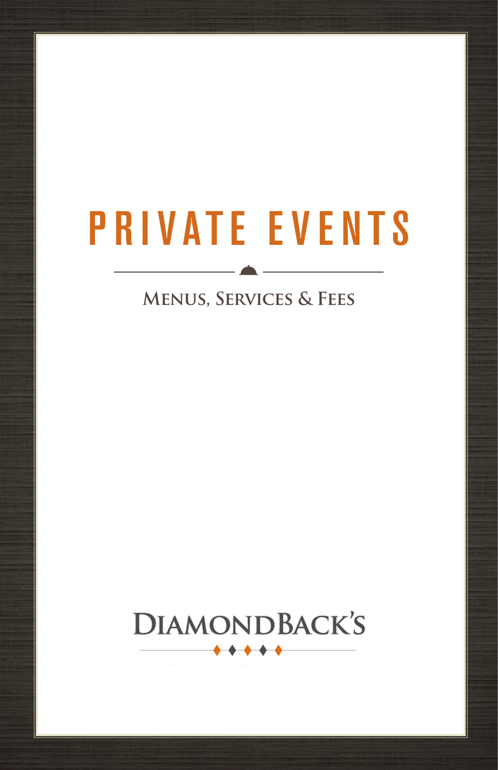# PRIVATE EVENTS

## Menus, Services & Fees

DIAMONDBACK'S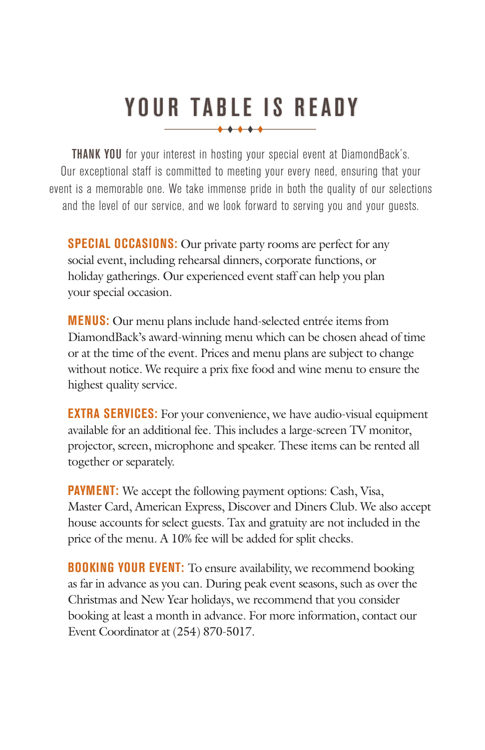# YOUR TABLE IS READY

**THANK YOU** for your interest in hosting your special event at DiamondBack's. Our exceptional staff is committed to meeting your every need, ensuring that your event is a memorable one. We take immense pride in both the quality of our selections and the level of our service, and we look forward to serving you and your guests.

**SPECIAL OCCASIONS:** Our private party rooms are perfect for any social event, including rehearsal dinners, corporate functions, or holiday gatherings. Our experienced event staff can help you plan your special occasion.

**MENUS:** Our menu plans include hand-selected entrée items from DiamondBack's award-winning menu which can be chosen ahead of time or at the time of the event. Prices and menu plans are subject to change without notice. We require a prix fixe food and wine menu to ensure the highest quality service.

**EXTRA SERVICES:** For your convenience, we have audio-visual equipment available for an additional fee. This includes a large-screen TV monitor, projector, screen, microphone and speaker. These items can be rented all together or separately.

**PAYMENT:** We accept the following payment options: Cash, Visa, Master Card, American Express, Discover and Diners Club. We also accept house accounts for select guests. Tax and gratuity are not included in the price of the menu. A 10% fee will be added for split checks.

**BOOKING YOUR EVENT:** To ensure availability, we recommend booking as far in advance as you can. During peak event seasons, such as over the Christmas and New Year holidays, we recommend that you consider booking at least a month in advance. For more information, contact our Event Coordinator at (254) 870-5017.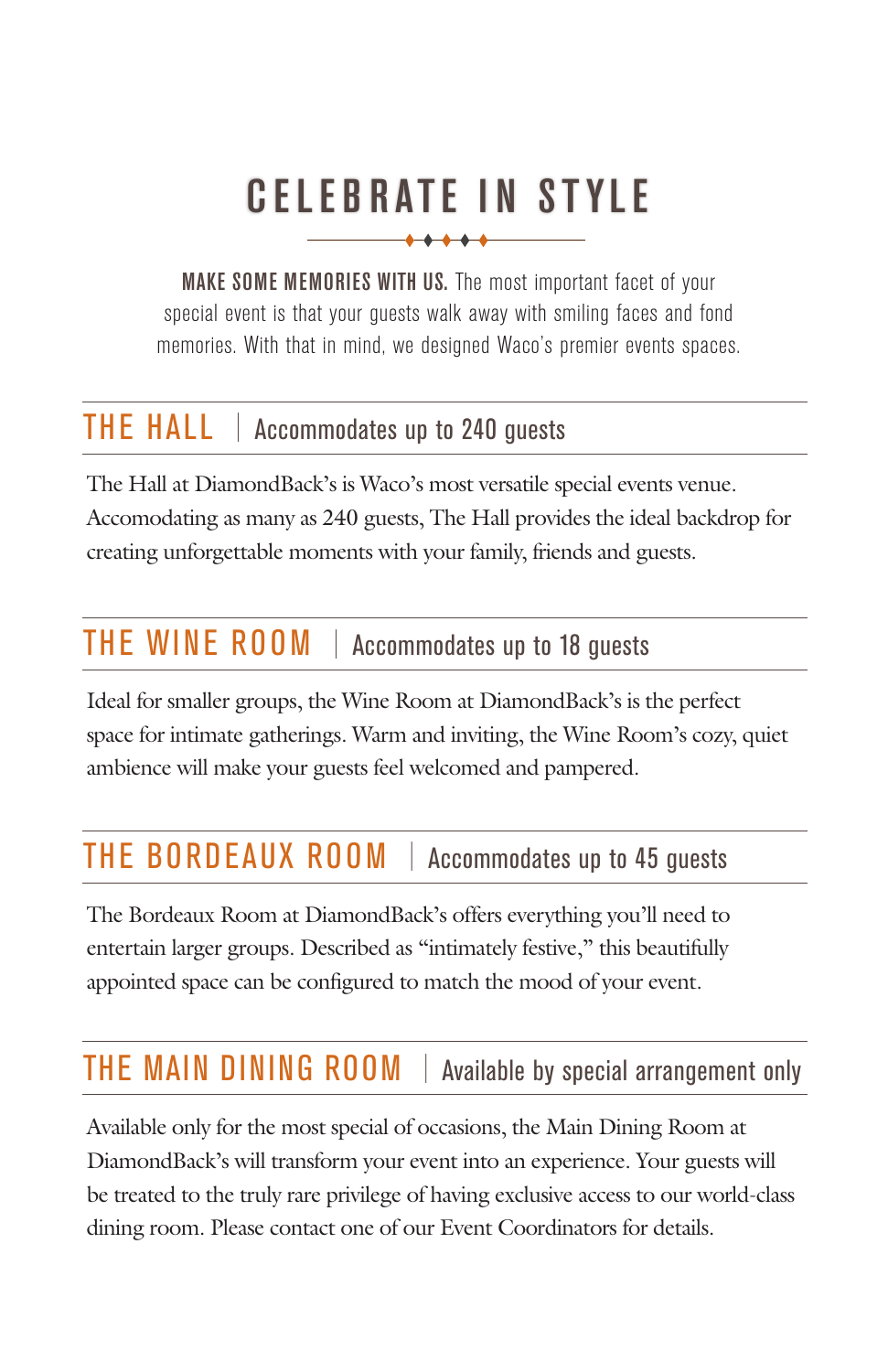# CELEBRATE IN STYLE

**MAKE SOME MEMORIES WITH US.** The most important facet of your special event is that your guests walk away with smiling faces and fond memories. With that in mind, we designed Waco's premier events spaces.

## THE HALL | Accommodates up to 240 guests

The Hall at DiamondBack's is Waco's most versatile special events venue. Accomodating as many as 240 guests, The Hall provides the ideal backdrop for creating unforgettable moments with your family, friends and guests.

## THE WINE ROOM | Accommodates up to 18 guests

Ideal for smaller groups, the Wine Room at DiamondBack's is the perfect space for intimate gatherings. Warm and inviting, the Wine Room's cozy, quiet ambience will make your guests feel welcomed and pampered.

## THE BORDEAUX ROOM | Accommodates up to 45 guests

The Bordeaux Room at DiamondBack's offers everything you'll need to entertain larger groups. Described as "intimately festive," this beautifully appointed space can be configured to match the mood of your event.

## THE MAIN DINING ROOM | Available by special arrangement only

Available only for the most special of occasions, the Main Dining Room at DiamondBack's will transform your event into an experience. Your guests will be treated to the truly rare privilege of having exclusive access to our world-class dining room. Please contact one of our Event Coordinators for details.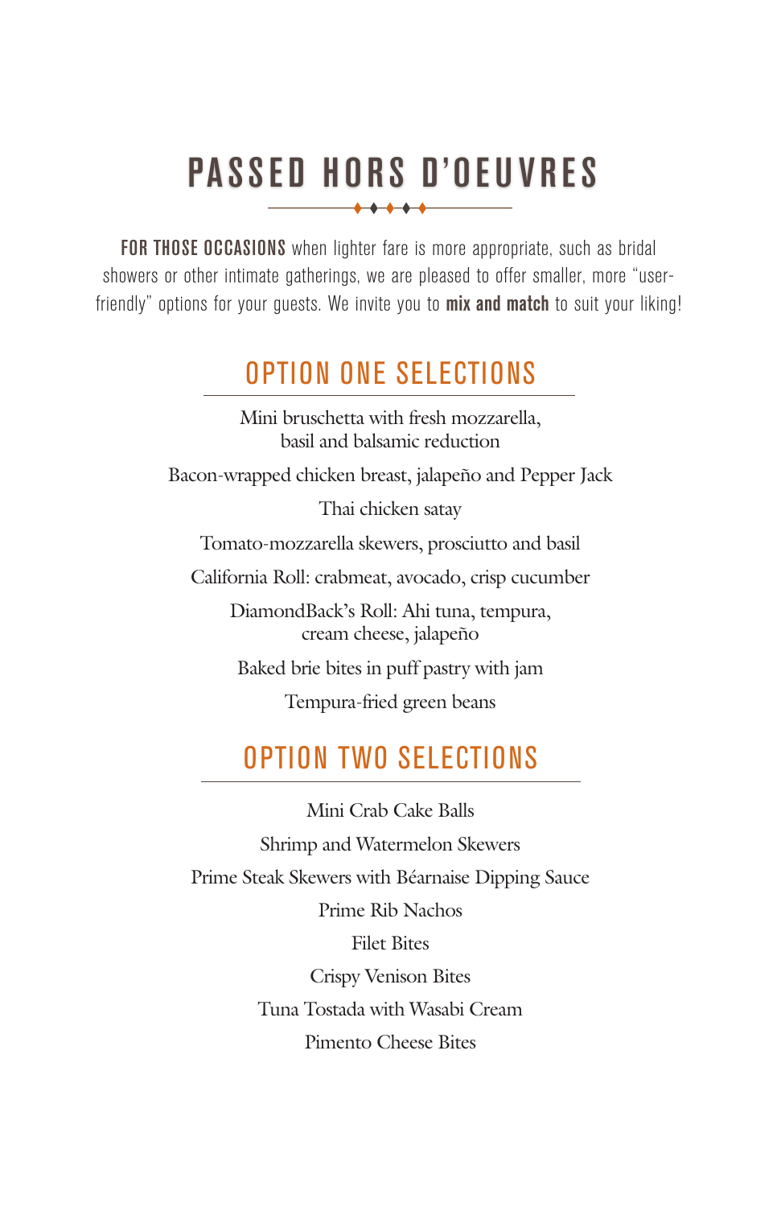# PASSED HORS D'OEUVRES

**FOR THOSE OCCASIONS** when lighter fare is more appropriate, such as bridal showers or other intimate gatherings, we are pleased to offer smaller, more "user-friendly" options for your guests. We invite you to **mix and match** to suit your liking!

## OPTION ONE SELECTIONS

Mini bruschetta with fresh mozzarella, basil and balsamic reduction

Bacon-wrapped chicken breast, jalapeño and Pepper Jack

Thai chicken satay

Tomato-mozzarella skewers, prosciutto and basil

California Roll: crabmeat, avocado, crisp cucumber

DiamondBack's Roll: Ahi tuna, tempura, cream cheese, jalapeño

Baked brie bites in puff pastry with jam

Tempura-fried green beans

## OPTION TWO SELECTIONS

Mini Crab Cake Balls

Shrimp and Watermelon Skewers

Prime Steak Skewers with Béarnaise Dipping Sauce

Prime Rib Nachos

Filet Bites

Crispy Venison Bites

Tuna Tostada with Wasabi Cream

Pimento Cheese Bites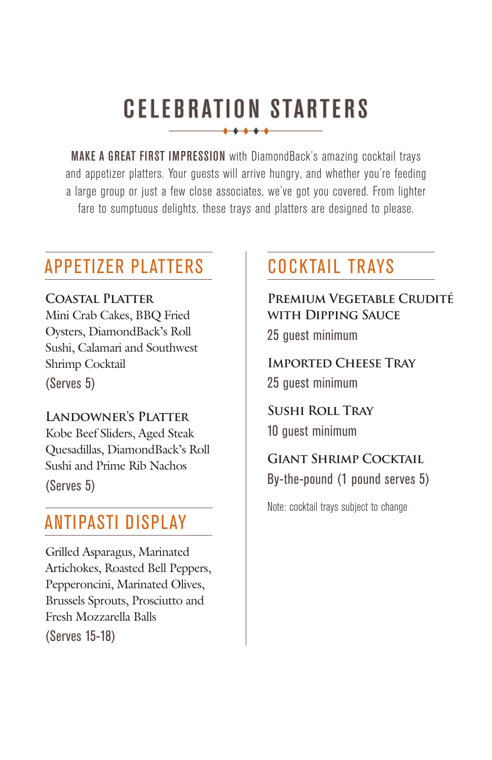# CELEBRATION STARTERS

**MAKE A GREAT FIRST IMPRESSION** with DiamondBack's amazing cocktail trays and appetizer platters. Your guests will arrive hungry, and whether you're feeding a large group or just a few close associates, we've got you covered. From lighter fare to sumptuous delights, these trays and platters are designed to please.

## APPETIZER PLATTERS

### Coastal Platter

Mini Crab Cakes, BBQ Fried Oysters, DiamondBack's Roll Sushi, Calamari and Southwest Shrimp Cocktail

(Serves 5)

### Landowner's Platter

Kobe Beef Sliders, Aged Steak Quesadillas, DiamondBack's Roll Sushi and Prime Rib Nachos

(Serves 5)

## ANTIPASTI DISPLAY

Grilled Asparagus, Marinated Artichokes, Roasted Bell Peppers, Pepperoncini, Marinated Olives, Brussels Sprouts, Prosciutto and Fresh Mozzarella Balls

(Serves 15-18)

## COCKTAIL TRAYS

### Premium Vegetable Crudité with Dipping Sauce

25 guest minimum

### Imported Cheese Tray

25 guest minimum

### Sushi Roll Tray

10 guest minimum

### Giant Shrimp Cocktail

By-the-pound (1 pound serves 5)

Note: cocktail trays subject to change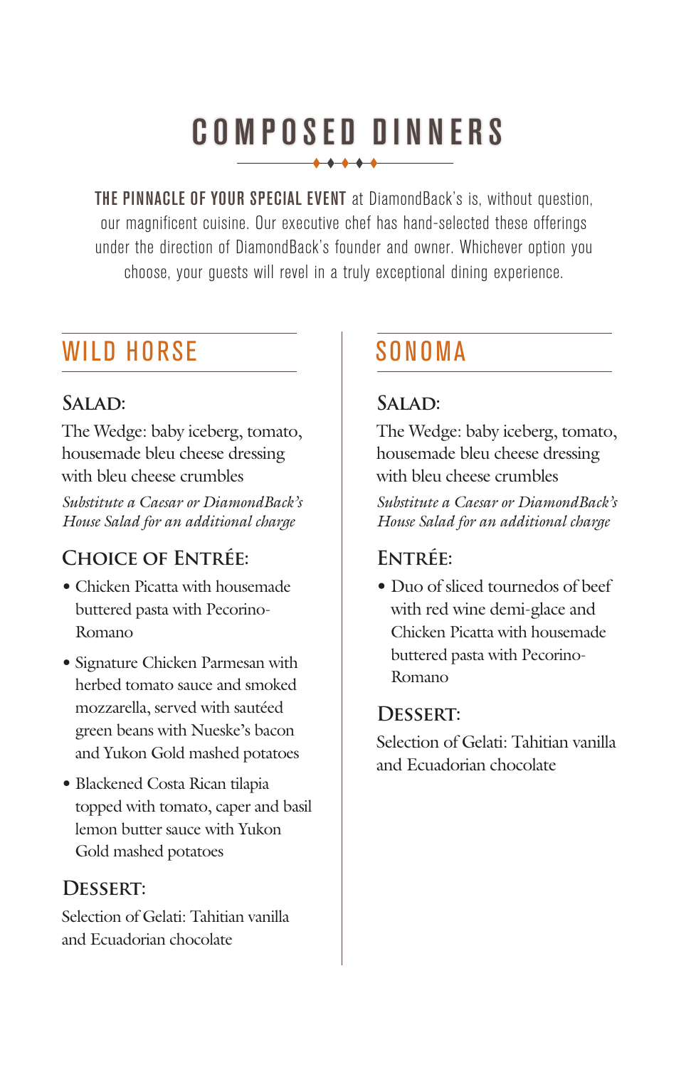# COMPOSED DINNERS

**THE PINNACLE OF YOUR SPECIAL EVENT** at DiamondBack's is, without question, our magnificent cuisine. Our executive chef has hand-selected these offerings under the direction of DiamondBack's founder and owner. Whichever option you choose, your guests will revel in a truly exceptional dining experience.

## WILD HORSE

### Salad:

The Wedge: baby iceberg, tomato, housemade bleu cheese dressing with bleu cheese crumbles

*Substitute a Caesar or DiamondBack's House Salad for an additional charge*

### Choice of Entrée:

- Chicken Picatta with housemade buttered pasta with Pecorino-Romano
- Signature Chicken Parmesan with herbed tomato sauce and smoked mozzarella, served with sautéed green beans with Nueske's bacon and Yukon Gold mashed potatoes
- Blackened Costa Rican tilapia topped with tomato, caper and basil lemon butter sauce with Yukon Gold mashed potatoes

### Dessert:

Selection of Gelati: Tahitian vanilla and Ecuadorian chocolate

## SONOMA

### Salad:

The Wedge: baby iceberg, tomato, housemade bleu cheese dressing with bleu cheese crumbles

*Substitute a Caesar or DiamondBack's House Salad for an additional charge*

### Entrée:

- Duo of sliced tournedos of beef with red wine demi-glace and Chicken Picatta with housemade buttered pasta with Pecorino-Romano

### Dessert:

Selection of Gelati: Tahitian vanilla and Ecuadorian chocolate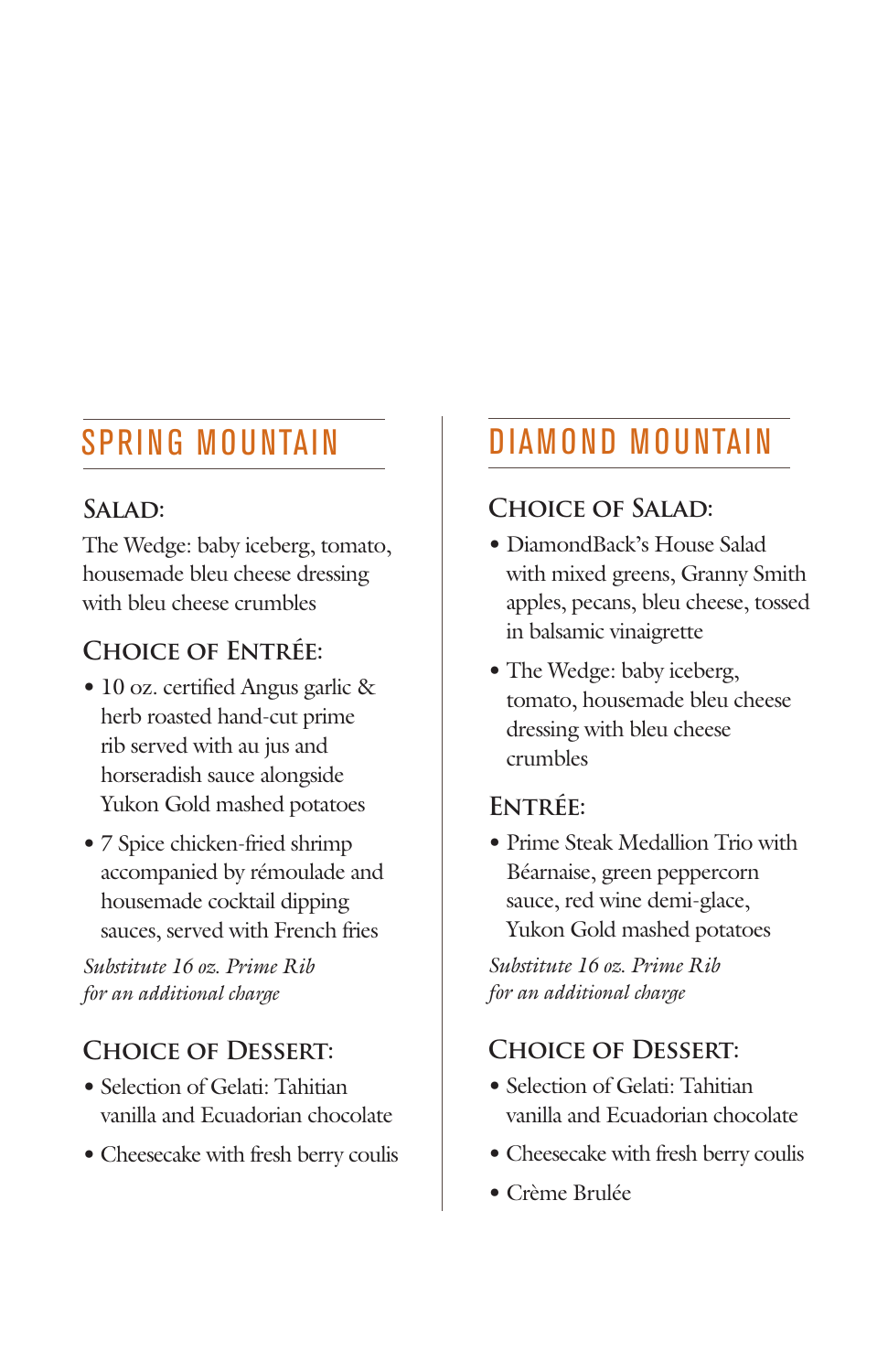## SPRING MOUNTAIN

### Salad:

The Wedge: baby iceberg, tomato, housemade bleu cheese dressing with bleu cheese crumbles

### Choice of Entrée:

- 10 oz. certified Angus garlic & herb roasted hand-cut prime rib served with au jus and horseradish sauce alongside Yukon Gold mashed potatoes
- 7 Spice chicken-fried shrimp accompanied by rémoulade and housemade cocktail dipping sauces, served with French fries

*Substitute 16 oz. Prime Rib for an additional charge*

### Choice of Dessert:

- Selection of Gelati: Tahitian vanilla and Ecuadorian chocolate
- Cheesecake with fresh berry coulis

## DIAMOND MOUNTAIN

### Choice of Salad:

- DiamondBack's House Salad with mixed greens, Granny Smith apples, pecans, bleu cheese, tossed in balsamic vinaigrette
- The Wedge: baby iceberg, tomato, housemade bleu cheese dressing with bleu cheese crumbles

### Entrée:

- Prime Steak Medallion Trio with Béarnaise, green peppercorn sauce, red wine demi-glace, Yukon Gold mashed potatoes

*Substitute 16 oz. Prime Rib for an additional charge*

### Choice of Dessert:

- Selection of Gelati: Tahitian vanilla and Ecuadorian chocolate
- Cheesecake with fresh berry coulis
- Crème Brulée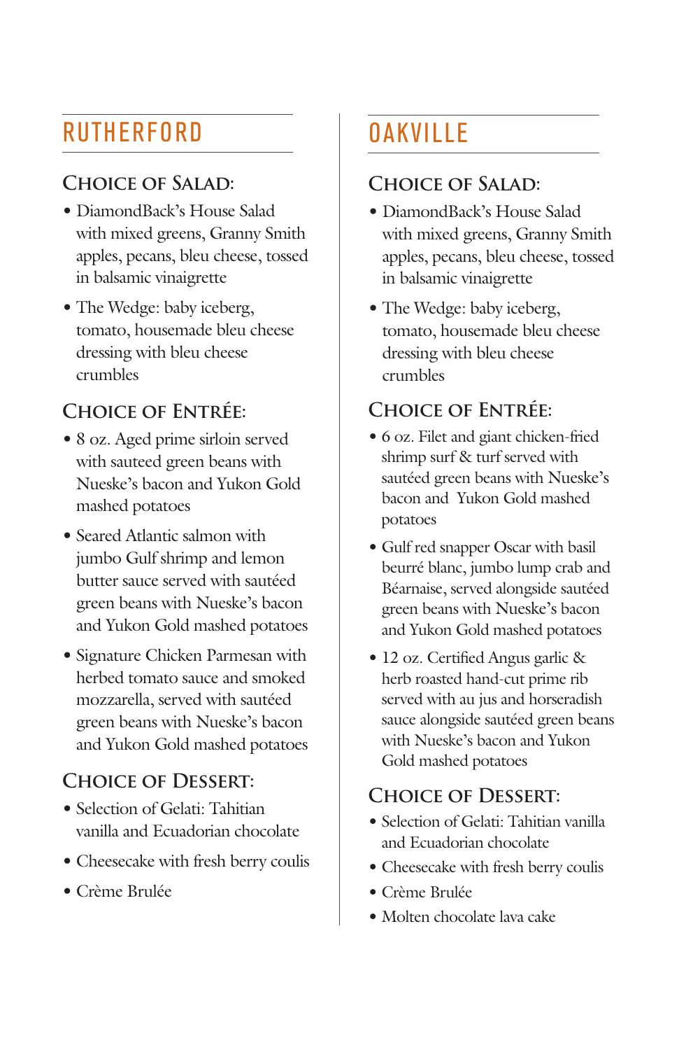## RUTHERFORD

### Choice of Salad:

- DiamondBack's House Salad with mixed greens, Granny Smith apples, pecans, bleu cheese, tossed in balsamic vinaigrette
- The Wedge: baby iceberg, tomato, housemade bleu cheese dressing with bleu cheese crumbles

### Choice of Entrée:

- 8 oz. Aged prime sirloin served with sauteed green beans with Nueske's bacon and Yukon Gold mashed potatoes
- Seared Atlantic salmon with jumbo Gulf shrimp and lemon butter sauce served with sautéed green beans with Nueske's bacon and Yukon Gold mashed potatoes
- Signature Chicken Parmesan with herbed tomato sauce and smoked mozzarella, served with sautéed green beans with Nueske's bacon and Yukon Gold mashed potatoes

### Choice of Dessert:

- Selection of Gelati: Tahitian vanilla and Ecuadorian chocolate
- Cheesecake with fresh berry coulis
- Crème Brulée

## OAKVILLE

### Choice of Salad:

- DiamondBack's House Salad with mixed greens, Granny Smith apples, pecans, bleu cheese, tossed in balsamic vinaigrette
- The Wedge: baby iceberg, tomato, housemade bleu cheese dressing with bleu cheese crumbles

### Choice of Entrée:

- 6 oz. Filet and giant chicken-fried shrimp surf & turf served with sautéed green beans with Nueske's bacon and Yukon Gold mashed potatoes
- Gulf red snapper Oscar with basil beurré blanc, jumbo lump crab and Béarnaise, served alongside sautéed green beans with Nueske's bacon and Yukon Gold mashed potatoes
- 12 oz. Certified Angus garlic & herb roasted hand-cut prime rib served with au jus and horseradish sauce alongside sautéed green beans with Nueske's bacon and Yukon Gold mashed potatoes

### Choice of Dessert:

- Selection of Gelati: Tahitian vanilla and Ecuadorian chocolate
- Cheesecake with fresh berry coulis
- Crème Brulée
- Molten chocolate lava cake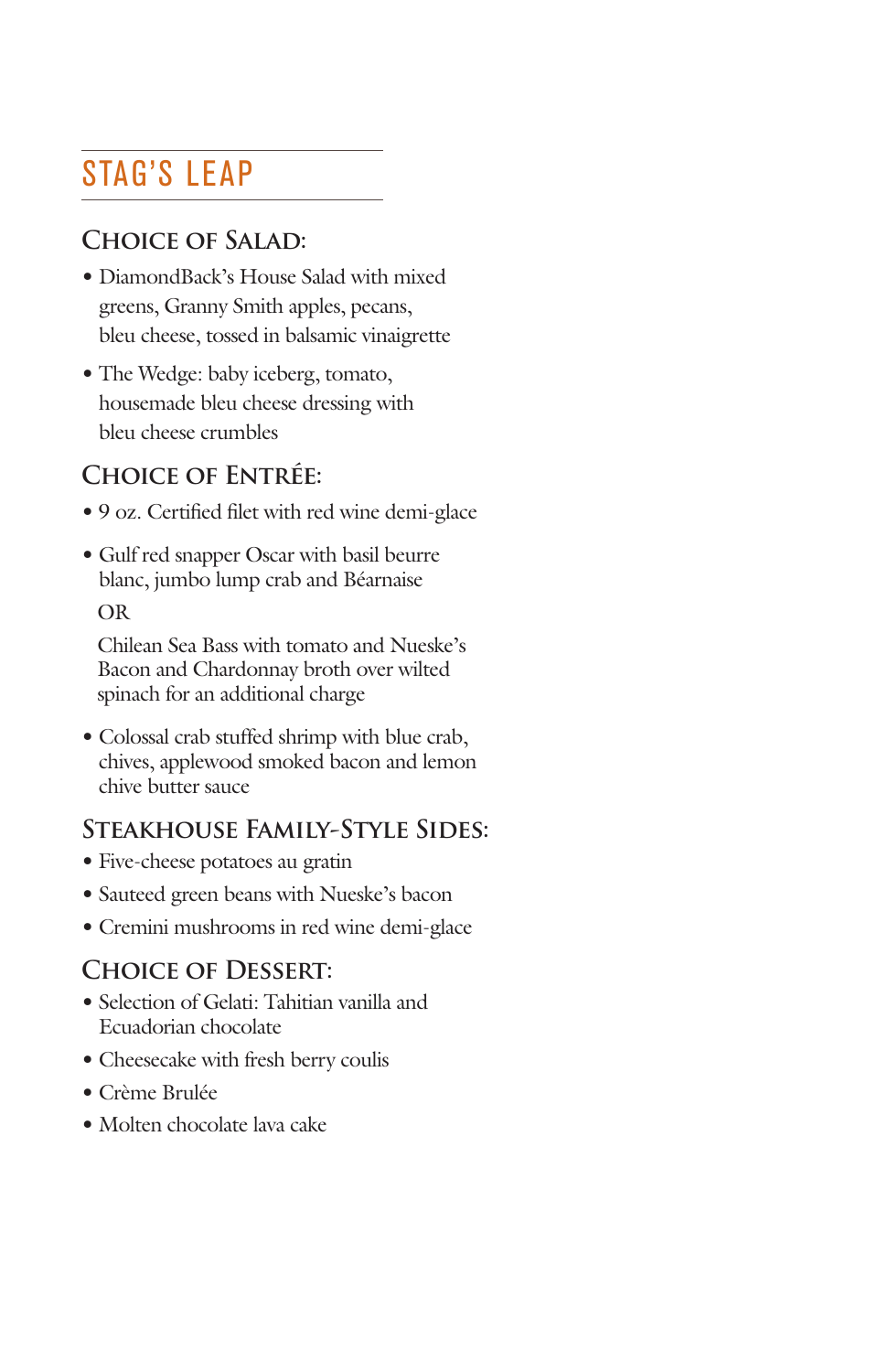# STAG'S LEAP

## Choice of Salad:

- DiamondBack's House Salad with mixed greens, Granny Smith apples, pecans, bleu cheese, tossed in balsamic vinaigrette
- The Wedge: baby iceberg, tomato, housemade bleu cheese dressing with bleu cheese crumbles

## Choice of Entrée:

- 9 oz. Certified filet with red wine demi-glace
- Gulf red snapper Oscar with basil beurre blanc, jumbo lump crab and Béarnaise

  OR

  Chilean Sea Bass with tomato and Nueske's Bacon and Chardonnay broth over wilted spinach for an additional charge
- Colossal crab stuffed shrimp with blue crab, chives, applewood smoked bacon and lemon chive butter sauce

## Steakhouse Family-Style Sides:

- Five-cheese potatoes au gratin
- Sauteed green beans with Nueske's bacon
- Cremini mushrooms in red wine demi-glace

## Choice of Dessert:

- Selection of Gelati: Tahitian vanilla and Ecuadorian chocolate
- Cheesecake with fresh berry coulis
- Crème Brulée
- Molten chocolate lava cake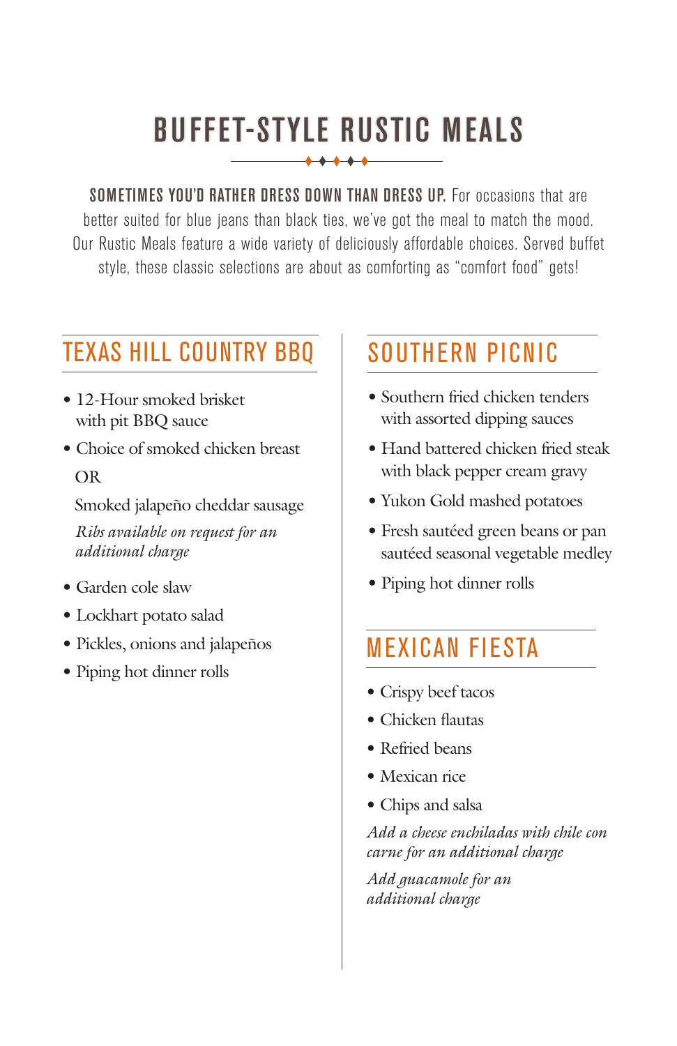# BUFFET-STYLE RUSTIC MEALS

**SOMETIMES YOU'D RATHER DRESS DOWN THAN DRESS UP.** For occasions that are better suited for blue jeans than black ties, we've got the meal to match the mood. Our Rustic Meals feature a wide variety of deliciously affordable choices. Served buffet style, these classic selections are about as comforting as "comfort food" gets!

## TEXAS HILL COUNTRY BBQ

- 12-Hour smoked brisket with pit BBQ sauce
- Choice of smoked chicken breast

  OR

  Smoked jalapeño cheddar sausage

  *Ribs available on request for an additional charge*
- Garden cole slaw
- Lockhart potato salad
- Pickles, onions and jalapeños
- Piping hot dinner rolls

## SOUTHERN PICNIC

- Southern fried chicken tenders with assorted dipping sauces
- Hand battered chicken fried steak with black pepper cream gravy
- Yukon Gold mashed potatoes
- Fresh sautéed green beans or pan sautéed seasonal vegetable medley
- Piping hot dinner rolls

## MEXICAN FIESTA

- Crispy beef tacos
- Chicken flautas
- Refried beans
- Mexican rice
- Chips and salsa

*Add a cheese enchiladas with chile con carne for an additional charge*

*Add guacamole for an additional charge*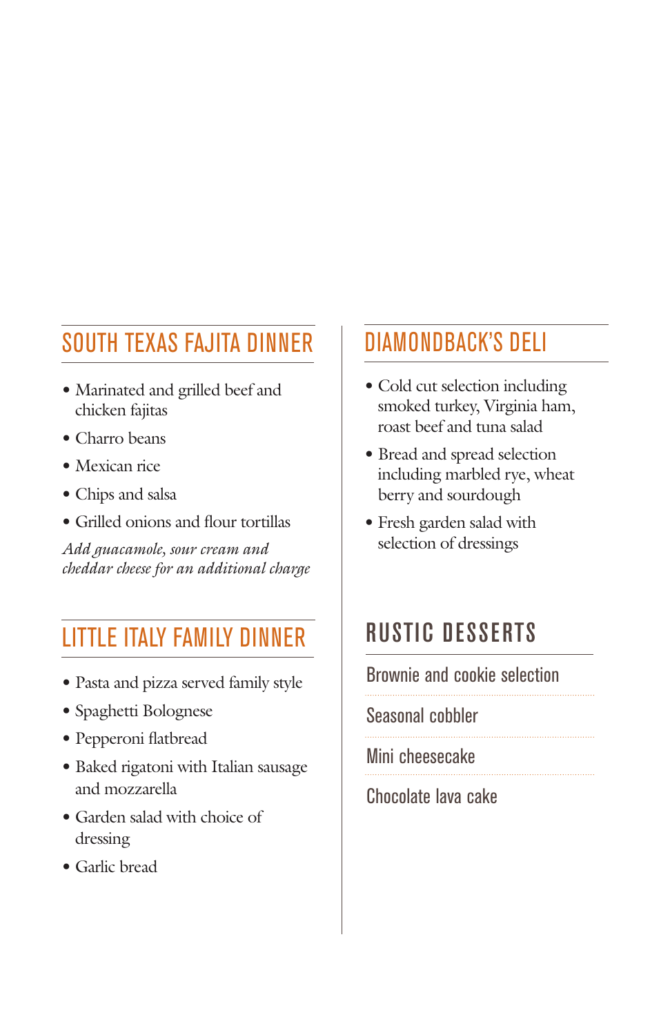## SOUTH TEXAS FAJITA DINNER

- Marinated and grilled beef and chicken fajitas
- Charro beans
- Mexican rice
- Chips and salsa
- Grilled onions and flour tortillas

*Add guacamole, sour cream and cheddar cheese for an additional charge*

## LITTLE ITALY FAMILY DINNER

- Pasta and pizza served family style
- Spaghetti Bolognese
- Pepperoni flatbread
- Baked rigatoni with Italian sausage and mozzarella
- Garden salad with choice of dressing
- Garlic bread

## DIAMONDBACK'S DELI

- Cold cut selection including smoked turkey, Virginia ham, roast beef and tuna salad
- Bread and spread selection including marbled rye, wheat berry and sourdough
- Fresh garden salad with selection of dressings

## RUSTIC DESSERTS

Brownie and cookie selection

Seasonal cobbler

Mini cheesecake

Chocolate lava cake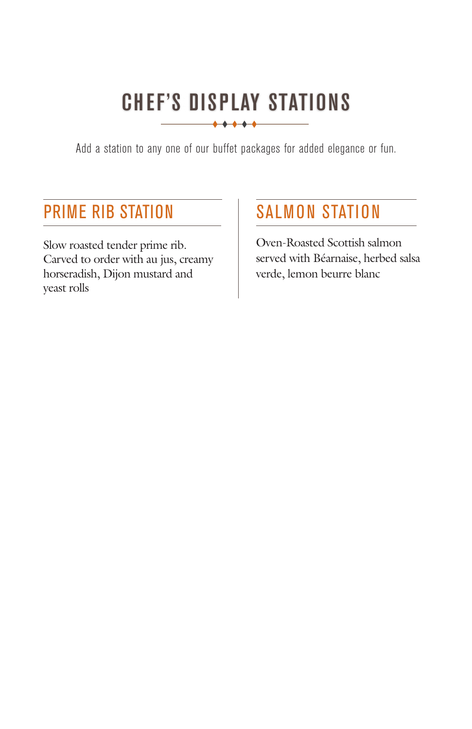# CHEF'S DISPLAY STATIONS

Add a station to any one of our buffet packages for added elegance or fun.

## PRIME RIB STATION

Slow roasted tender prime rib. Carved to order with au jus, creamy horseradish, Dijon mustard and yeast rolls

## SALMON STATION

Oven-Roasted Scottish salmon served with Béarnaise, herbed salsa verde, lemon beurre blanc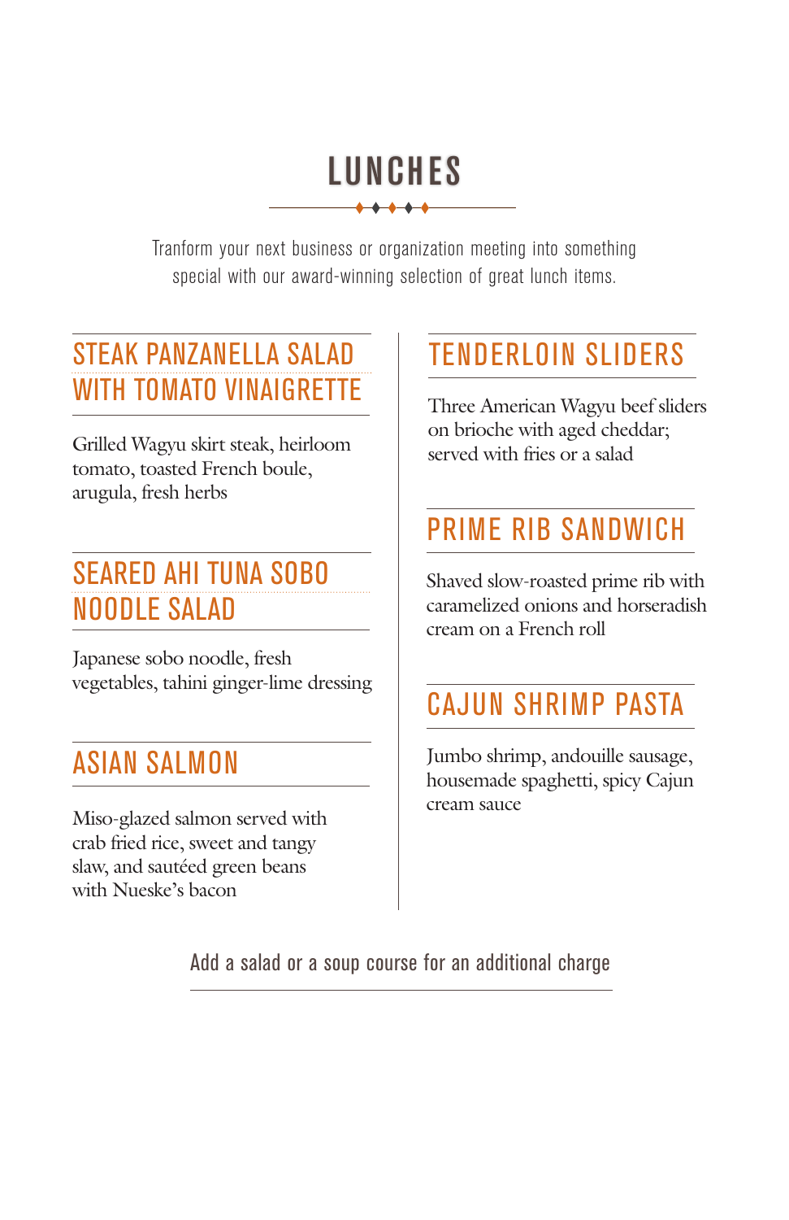# LUNCHES

Tranform your next business or organization meeting into something special with our award-winning selection of great lunch items.

## STEAK PANZANELLA SALAD WITH TOMATO VINAIGRETTE

Grilled Wagyu skirt steak, heirloom tomato, toasted French boule, arugula, fresh herbs

## SEARED AHI TUNA SOBO NOODLE SALAD

Japanese sobo noodle, fresh vegetables, tahini ginger-lime dressing

## ASIAN SALMON

Miso-glazed salmon served with crab fried rice, sweet and tangy slaw, and sautéed green beans with Nueske's bacon

## TENDERLOIN SLIDERS

Three American Wagyu beef sliders on brioche with aged cheddar; served with fries or a salad

## PRIME RIB SANDWICH

Shaved slow-roasted prime rib with caramelized onions and horseradish cream on a French roll

## CAJUN SHRIMP PASTA

Jumbo shrimp, andouille sausage, housemade spaghetti, spicy Cajun cream sauce

Add a salad or a soup course for an additional charge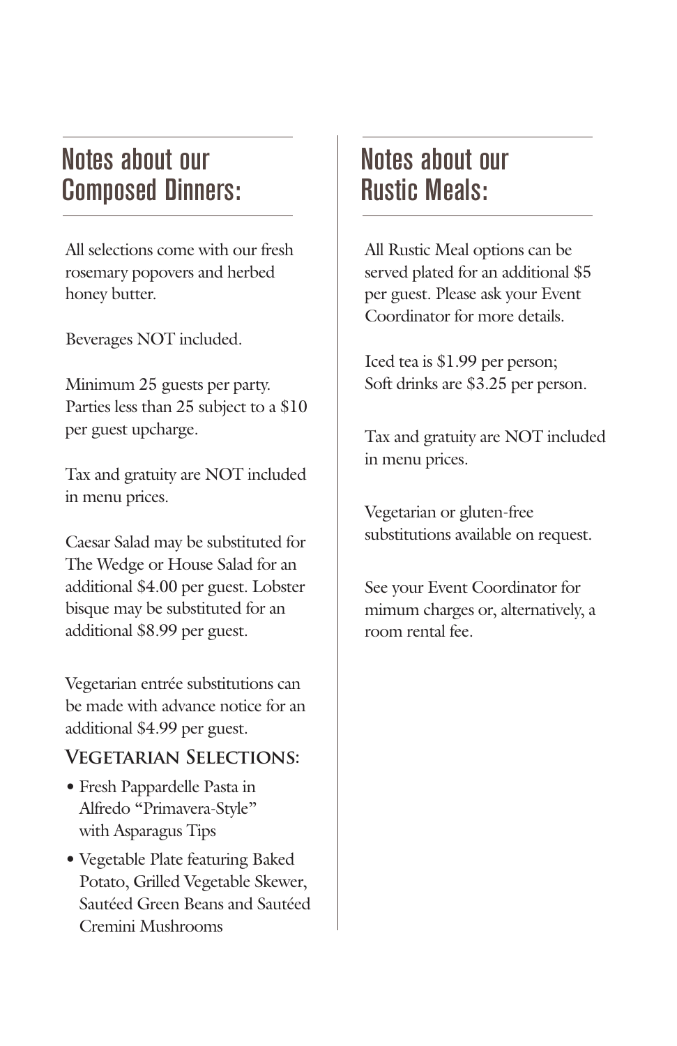## Notes about our Composed Dinners:

All selections come with our fresh rosemary popovers and herbed honey butter.

Beverages NOT included.

Minimum 25 guests per party. Parties less than 25 subject to a $10 per guest upcharge.

Tax and gratuity are NOT included in menu prices.

Caesar Salad may be substituted for The Wedge or House Salad for an additional $4.00 per guest. Lobster bisque may be substituted for an additional $8.99 per guest.

Vegetarian entrée substitutions can be made with advance notice for an additional $4.99 per guest.

### Vegetarian Selections:

- Fresh Pappardelle Pasta in Alfredo "Primavera-Style" with Asparagus Tips
- Vegetable Plate featuring Baked Potato, Grilled Vegetable Skewer, Sautéed Green Beans and Sautéed Cremini Mushrooms

## Notes about our Rustic Meals:

All Rustic Meal options can be served plated for an additional $5 per guest. Please ask your Event Coordinator for more details.

Iced tea is $1.99 per person;
Soft drinks are $3.25 per person.

Tax and gratuity are NOT included in menu prices.

Vegetarian or gluten-free substitutions available on request.

See your Event Coordinator for mimum charges or, alternatively, a room rental fee.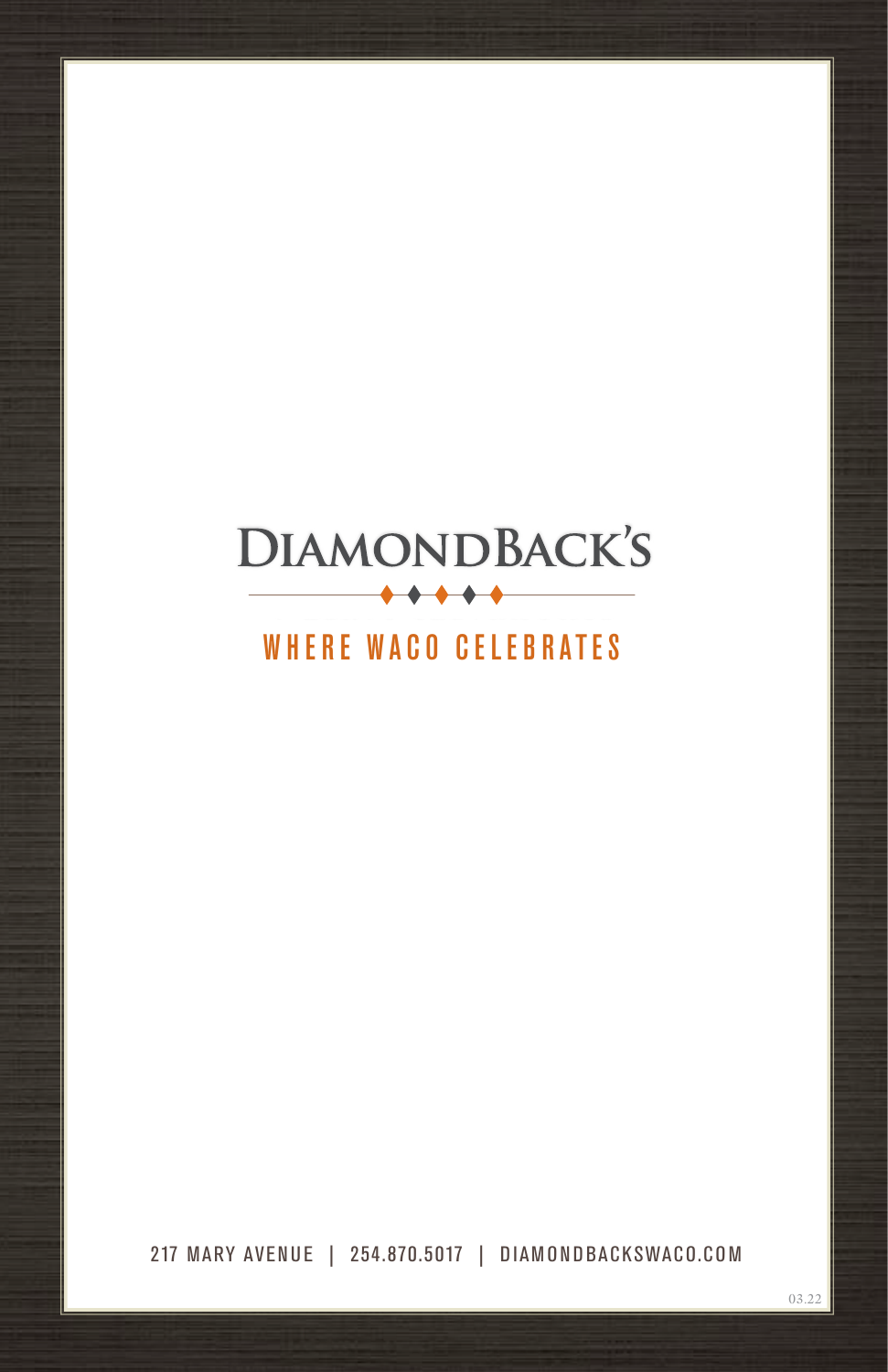# DIAMONDBACK'S

## WHERE WACO CELEBRATES

217 MARY AVENUE | 254.870.5017 | DIAMONDBACKSWACO.COM

03.22